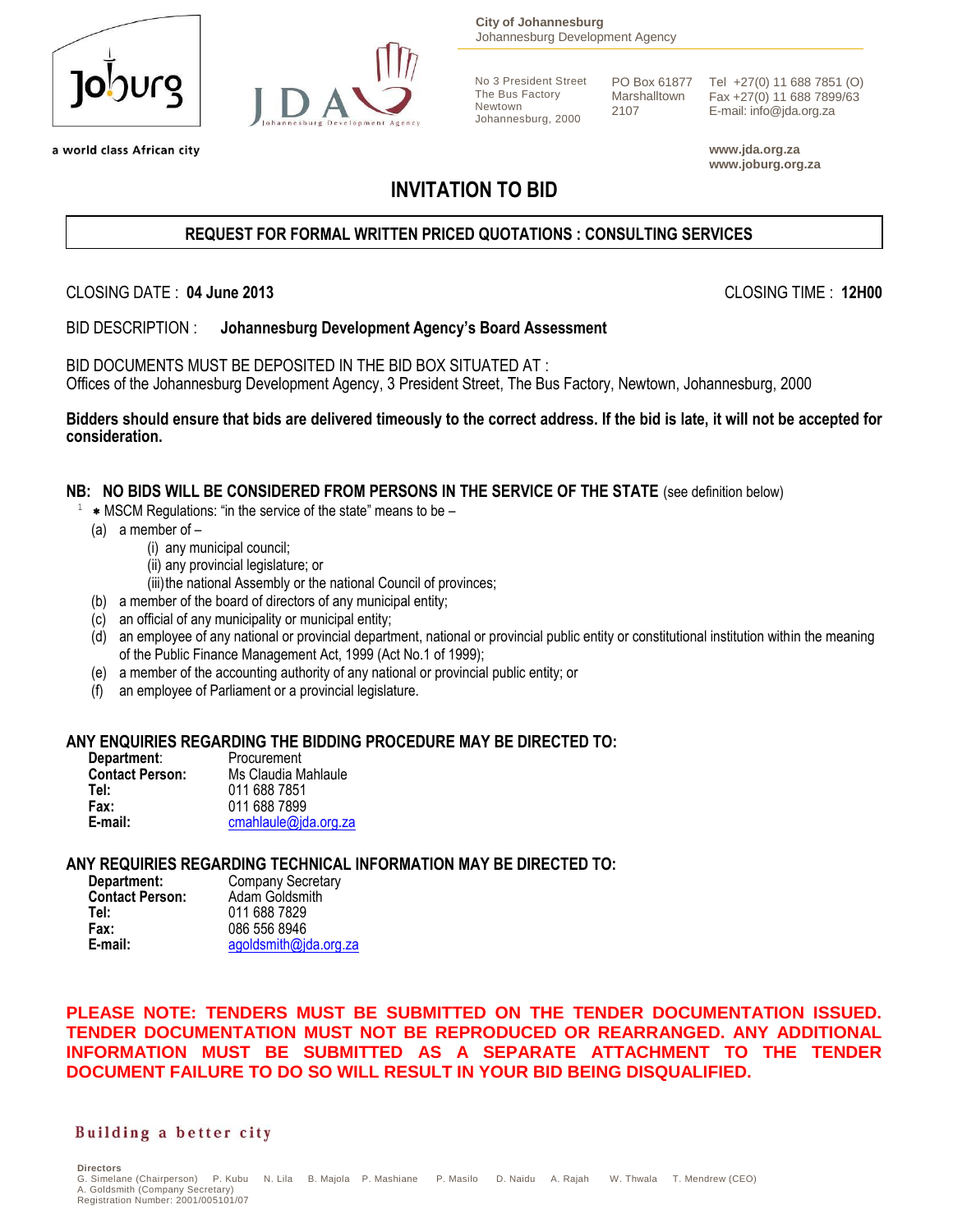City of Johannesburg
Johannesburg Development Agency

No 3 President Street
The Bus Factory
Newtown
Johannesburg, 2000

PO Box 61877
Marshalltown
2107

Tel +27(0) 11 688 7851 (O)
Fax +27(0) 11 688 7899/63
E-mail: info@jda.org.za

www.jda.org.za
www.joburg.org.za

a world class African city

# INVITATION TO BID

## REQUEST FOR FORMAL WRITTEN PRICED QUOTATIONS : CONSULTING SERVICES

CLOSING DATE : **04 June 2013** CLOSING TIME : **12H00**

BID DESCRIPTION : **Johannesburg Development Agency's Board Assessment**

BID DOCUMENTS MUST BE DEPOSITED IN THE BID BOX SITUATED AT :
Offices of the Johannesburg Development Agency, 3 President Street, The Bus Factory, Newtown, Johannesburg, 2000

**Bidders should ensure that bids are delivered timeously to the correct address. If the bid is late, it will not be accepted for consideration.**

**NB: NO BIDS WILL BE CONSIDERED FROM PERSONS IN THE SERVICE OF THE STATE** (see definition below)

[1] * MSCM Regulations: "in the service of the state" means to be –

(a) a member of –
  (i) any municipal council;
  (ii) any provincial legislature; or
  (iii) the national Assembly or the national Council of provinces;
(b) a member of the board of directors of any municipal entity;
(c) an official of any municipality or municipal entity;
(d) an employee of any national or provincial department, national or provincial public entity or constitutional institution within the meaning of the Public Finance Management Act, 1999 (Act No.1 of 1999);
(e) a member of the accounting authority of any national or provincial public entity; or
(f) an employee of Parliament or a provincial legislature.

### ANY ENQUIRIES REGARDING THE BIDDING PROCEDURE MAY BE DIRECTED TO:

**Department**: Procurement
**Contact Person:** Ms Claudia Mahlaule
**Tel:** 011 688 7851
**Fax:** 011 688 7899
**E-mail:** cmahlaule@jda.org.za

### ANY REQUIRIES REGARDING TECHNICAL INFORMATION MAY BE DIRECTED TO:

**Department:** Company Secretary
**Contact Person:** Adam Goldsmith
**Tel:** 011 688 7829
**Fax:** 086 556 8946
**E-mail:** agoldsmith@jda.org.za

**PLEASE NOTE: TENDERS MUST BE SUBMITTED ON THE TENDER DOCUMENTATION ISSUED. TENDER DOCUMENTATION MUST NOT BE REPRODUCED OR REARRANGED. ANY ADDITIONAL INFORMATION MUST BE SUBMITTED AS A SEPARATE ATTACHMENT TO THE TENDER DOCUMENT FAILURE TO DO SO WILL RESULT IN YOUR BID BEING DISQUALIFIED.**

Building a better city

**Directors**
G. Simelane (Chairperson) P. Kubu N. Lila B. Majola P. Mashiane P. Masilo D. Naidu A. Rajah W. Thwala T. Mendrew (CEO)
A. Goldsmith (Company Secretary)
Registration Number: 2001/005101/07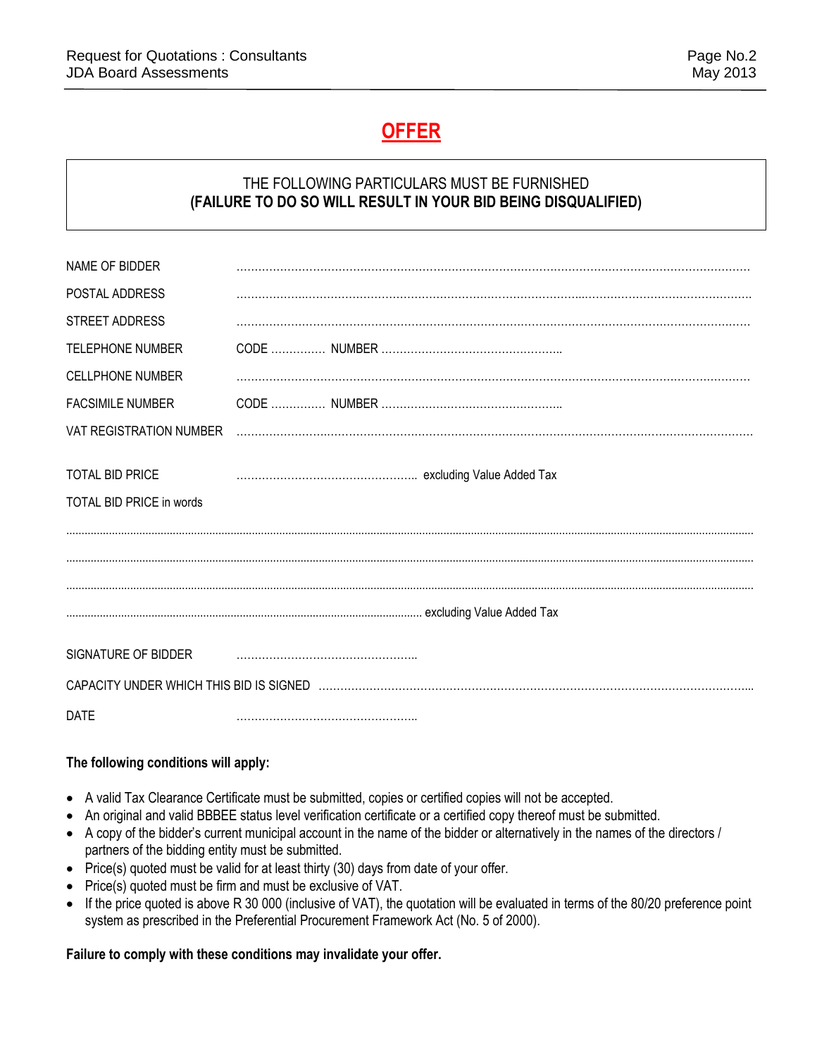# OFFER

THE FOLLOWING PARTICULARS MUST BE FURNISHED
**(FAILURE TO DO SO WILL RESULT IN YOUR BID BEING DISQUALIFIED)**

NAME OF BIDDER ……………………………………………………………………………………………………………………

POSTAL ADDRESS ……………………………………………………………………………………………………………………

STREET ADDRESS ……………………………………………………………………………………………………………………

TELEPHONE NUMBER CODE …………… NUMBER ……………………………………………

CELLPHONE NUMBER ……………………………………………………………………………………………………………………

FACSIMILE NUMBER CODE …………… NUMBER ……………………………………………

VAT REGISTRATION NUMBER ……………………………………………………………………………………………………………………

TOTAL BID PRICE ………………………………………… excluding Value Added Tax

TOTAL BID PRICE in words

……………………………………………………………………………………………………………………………………………

……………………………………………………………………………………………………………………………………………

……………………………………………………………………………………………………………………………………………

…………………………………………………………………………………… excluding Value Added Tax

SIGNATURE OF BIDDER ……………………………………………

CAPACITY UNDER WHICH THIS BID IS SIGNED ……………………………………………………………………………………………

DATE ……………………………………………

**The following conditions will apply:**

- A valid Tax Clearance Certificate must be submitted, copies or certified copies will not be accepted.
- An original and valid BBBEE status level verification certificate or a certified copy thereof must be submitted.
- A copy of the bidder's current municipal account in the name of the bidder or alternatively in the names of the directors / partners of the bidding entity must be submitted.
- Price(s) quoted must be valid for at least thirty (30) days from date of your offer.
- Price(s) quoted must be firm and must be exclusive of VAT.
- If the price quoted is above R 30 000 (inclusive of VAT), the quotation will be evaluated in terms of the 80/20 preference point system as prescribed in the Preferential Procurement Framework Act (No. 5 of 2000).

**Failure to comply with these conditions may invalidate your offer.**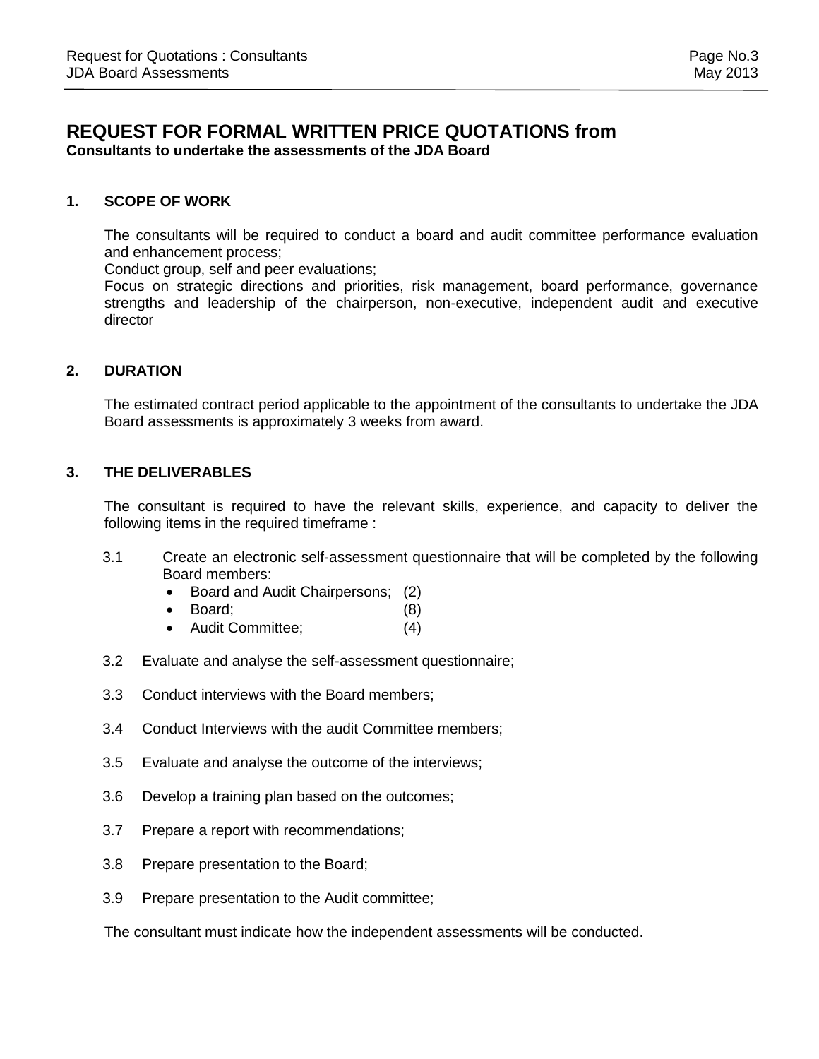# REQUEST FOR FORMAL WRITTEN PRICE QUOTATIONS from

**Consultants to undertake the assessments of the JDA Board**

## 1. SCOPE OF WORK

The consultants will be required to conduct a board and audit committee performance evaluation and enhancement process;

Conduct group, self and peer evaluations;

Focus on strategic directions and priorities, risk management, board performance, governance strengths and leadership of the chairperson, non-executive, independent audit and executive director

## 2. DURATION

The estimated contract period applicable to the appointment of the consultants to undertake the JDA Board assessments is approximately 3 weeks from award.

## 3. THE DELIVERABLES

The consultant is required to have the relevant skills, experience, and capacity to deliver the following items in the required timeframe :

3.1 Create an electronic self-assessment questionnaire that will be completed by the following Board members:

- Board and Audit Chairpersons; (2)
- Board; (8)
- Audit Committee; (4)

3.2 Evaluate and analyse the self-assessment questionnaire;

3.3 Conduct interviews with the Board members;

3.4 Conduct Interviews with the audit Committee members;

3.5 Evaluate and analyse the outcome of the interviews;

3.6 Develop a training plan based on the outcomes;

3.7 Prepare a report with recommendations;

3.8 Prepare presentation to the Board;

3.9 Prepare presentation to the Audit committee;

The consultant must indicate how the independent assessments will be conducted.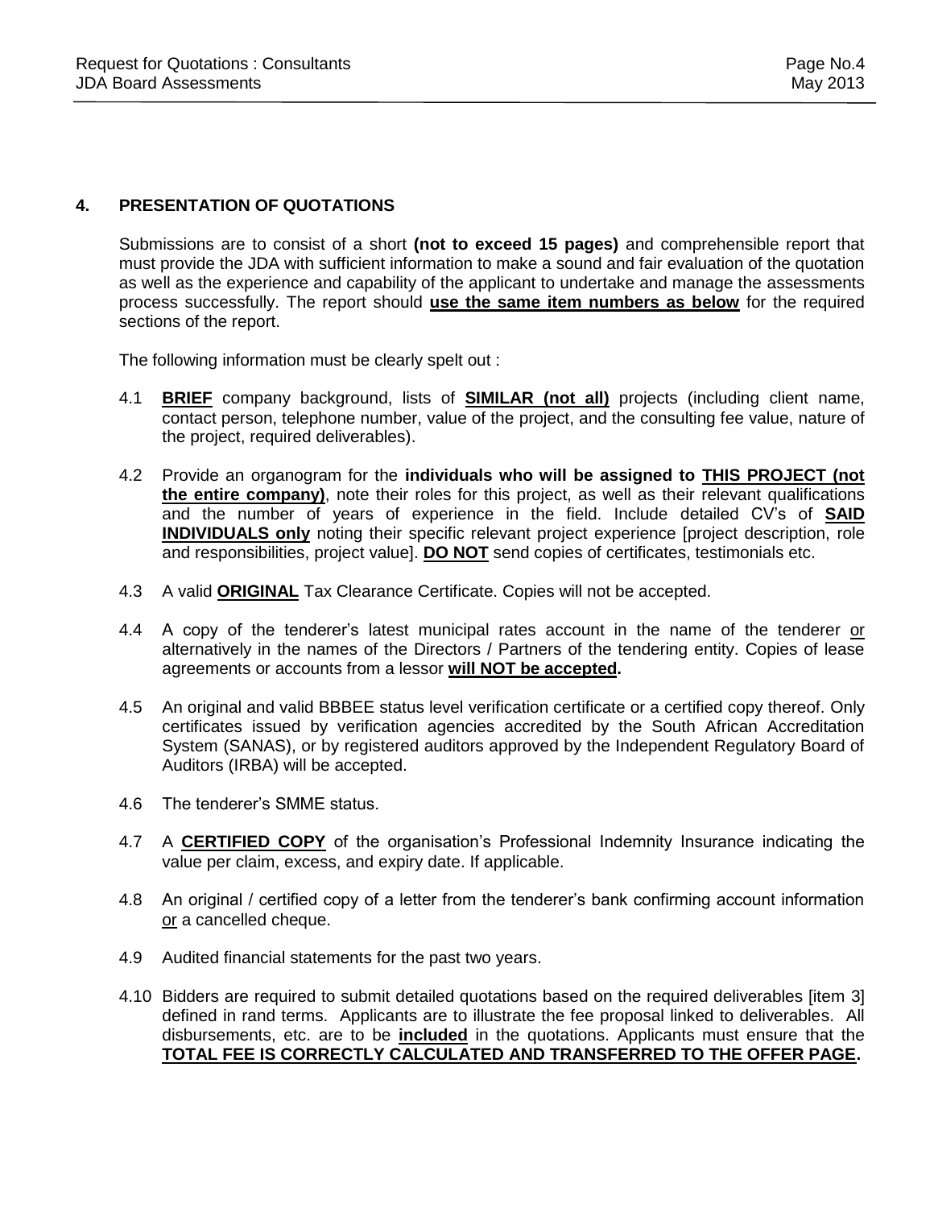## 4. PRESENTATION OF QUOTATIONS

Submissions are to consist of a short **(not to exceed 15 pages)** and comprehensible report that must provide the JDA with sufficient information to make a sound and fair evaluation of the quotation as well as the experience and capability of the applicant to undertake and manage the assessments process successfully. The report should **<u>use the same item numbers as below</u>** for the required sections of the report.

The following information must be clearly spelt out :

4.1 **<u>BRIEF</u>** company background, lists of **<u>SIMILAR (not all)</u>** projects (including client name, contact person, telephone number, value of the project, and the consulting fee value, nature of the project, required deliverables).

4.2 Provide an organogram for the **individuals who will be assigned to <u>THIS PROJECT (not the entire company)</u>**, note their roles for this project, as well as their relevant qualifications and the number of years of experience in the field. Include detailed CV's of **<u>SAID INDIVIDUALS only</u>** noting their specific relevant project experience [project description, role and responsibilities, project value]. **<u>DO NOT</u>** send copies of certificates, testimonials etc.

4.3 A valid **<u>ORIGINAL</u>** Tax Clearance Certificate. Copies will not be accepted.

4.4 A copy of the tenderer's latest municipal rates account in the name of the tenderer <u>or</u> alternatively in the names of the Directors / Partners of the tendering entity. Copies of lease agreements or accounts from a lessor **<u>will NOT be accepted</u>.**

4.5 An original and valid BBBEE status level verification certificate or a certified copy thereof. Only certificates issued by verification agencies accredited by the South African Accreditation System (SANAS), or by registered auditors approved by the Independent Regulatory Board of Auditors (IRBA) will be accepted.

4.6 The tenderer's SMME status.

4.7 A **<u>CERTIFIED COPY</u>** of the organisation's Professional Indemnity Insurance indicating the value per claim, excess, and expiry date. If applicable.

4.8 An original / certified copy of a letter from the tenderer's bank confirming account information <u>or</u> a cancelled cheque.

4.9 Audited financial statements for the past two years.

4.10 Bidders are required to submit detailed quotations based on the required deliverables [item 3] defined in rand terms. Applicants are to illustrate the fee proposal linked to deliverables. All disbursements, etc. are to be **<u>included</u>** in the quotations. Applicants must ensure that the **<u>TOTAL FEE IS CORRECTLY CALCULATED AND TRANSFERRED TO THE OFFER PAGE</u>.**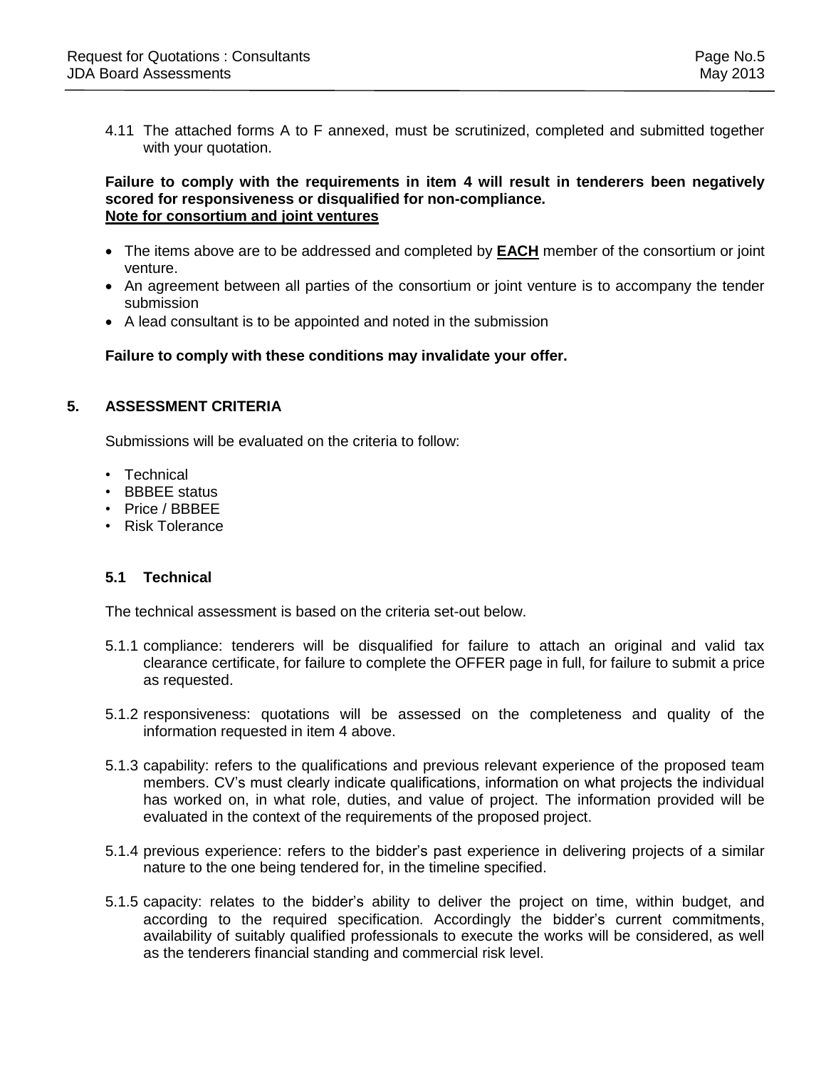4.11 The attached forms A to F annexed, must be scrutinized, completed and submitted together with your quotation.

**Failure to comply with the requirements in item 4 will result in tenderers been negatively scored for responsiveness or disqualified for non-compliance.**
**<u>Note for consortium and joint ventures</u>**

- The items above are to be addressed and completed by **<u>EACH</u>** member of the consortium or joint venture.
- An agreement between all parties of the consortium or joint venture is to accompany the tender submission
- A lead consultant is to be appointed and noted in the submission

**Failure to comply with these conditions may invalidate your offer.**

## 5. ASSESSMENT CRITERIA

Submissions will be evaluated on the criteria to follow:

- Technical
- BBBEE status
- Price / BBBEE
- Risk Tolerance

### 5.1 Technical

The technical assessment is based on the criteria set-out below.

5.1.1 compliance: tenderers will be disqualified for failure to attach an original and valid tax clearance certificate, for failure to complete the OFFER page in full, for failure to submit a price as requested.

5.1.2 responsiveness: quotations will be assessed on the completeness and quality of the information requested in item 4 above.

5.1.3 capability: refers to the qualifications and previous relevant experience of the proposed team members. CV's must clearly indicate qualifications, information on what projects the individual has worked on, in what role, duties, and value of project. The information provided will be evaluated in the context of the requirements of the proposed project.

5.1.4 previous experience: refers to the bidder's past experience in delivering projects of a similar nature to the one being tendered for, in the timeline specified.

5.1.5 capacity: relates to the bidder's ability to deliver the project on time, within budget, and according to the required specification. Accordingly the bidder's current commitments, availability of suitably qualified professionals to execute the works will be considered, as well as the tenderers financial standing and commercial risk level.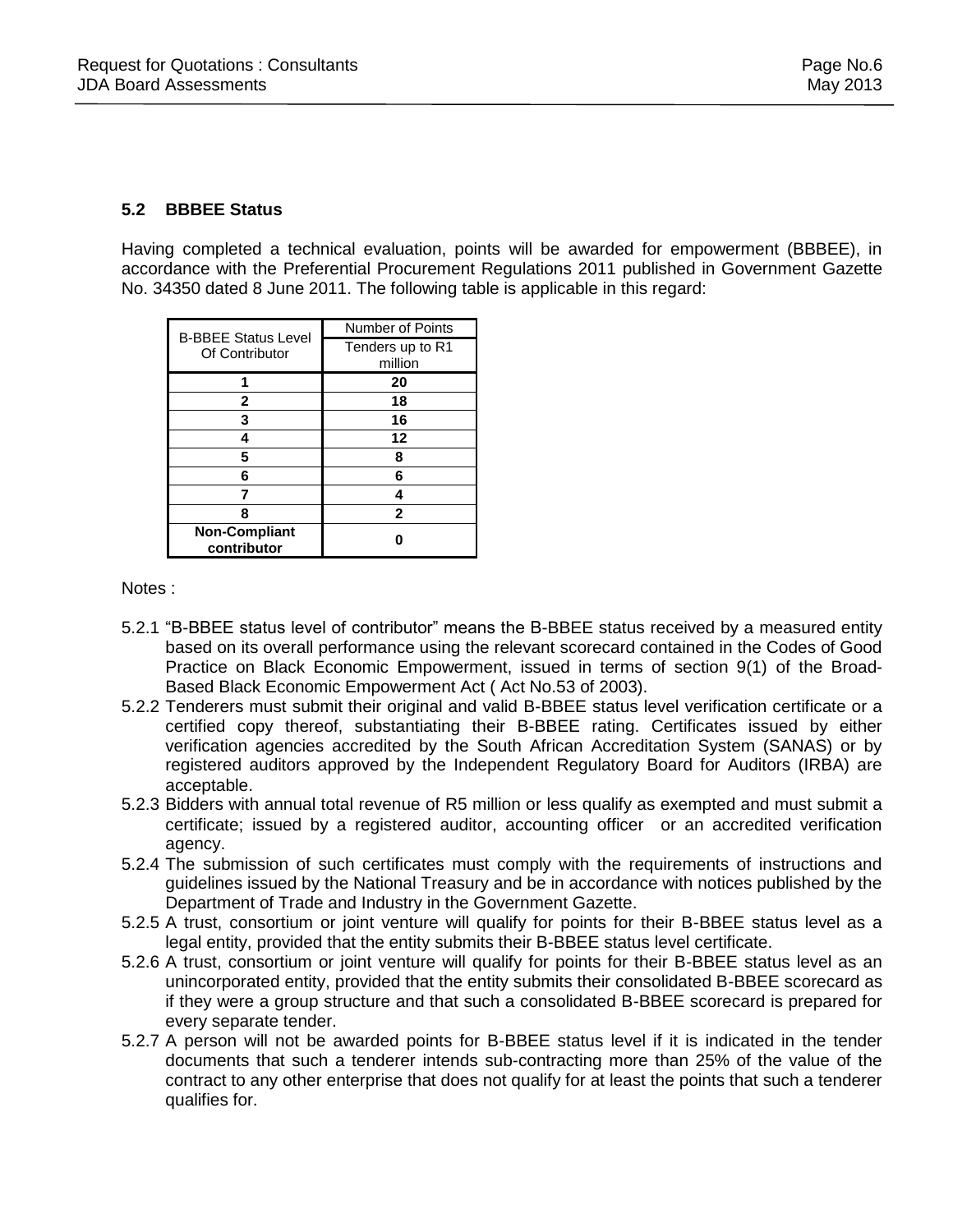## 5.2 BBBEE Status

Having completed a technical evaluation, points will be awarded for empowerment (BBBEE), in accordance with the Preferential Procurement Regulations 2011 published in Government Gazette No. 34350 dated 8 June 2011. The following table is applicable in this regard:

| B-BBEE Status Level Of Contributor | Number of Points |
|---|---|
| | Tenders up to R1 million |
| **1** | **20** |
| **2** | **18** |
| **3** | **16** |
| **4** | **12** |
| **5** | **8** |
| **6** | **6** |
| **7** | **4** |
| **8** | **2** |
| **Non-Compliant contributor** | **0** |

Notes :

5.2.1 "B-BBEE status level of contributor" means the B-BBEE status received by a measured entity based on its overall performance using the relevant scorecard contained in the Codes of Good Practice on Black Economic Empowerment, issued in terms of section 9(1) of the Broad-Based Black Economic Empowerment Act ( Act No.53 of 2003).

5.2.2 Tenderers must submit their original and valid B-BBEE status level verification certificate or a certified copy thereof, substantiating their B-BBEE rating. Certificates issued by either verification agencies accredited by the South African Accreditation System (SANAS) or by registered auditors approved by the Independent Regulatory Board for Auditors (IRBA) are acceptable.

5.2.3 Bidders with annual total revenue of R5 million or less qualify as exempted and must submit a certificate; issued by a registered auditor, accounting officer or an accredited verification agency.

5.2.4 The submission of such certificates must comply with the requirements of instructions and guidelines issued by the National Treasury and be in accordance with notices published by the Department of Trade and Industry in the Government Gazette.

5.2.5 A trust, consortium or joint venture will qualify for points for their B-BBEE status level as a legal entity, provided that the entity submits their B-BBEE status level certificate.

5.2.6 A trust, consortium or joint venture will qualify for points for their B-BBEE status level as an unincorporated entity, provided that the entity submits their consolidated B-BBEE scorecard as if they were a group structure and that such a consolidated B-BBEE scorecard is prepared for every separate tender.

5.2.7 A person will not be awarded points for B-BBEE status level if it is indicated in the tender documents that such a tenderer intends sub-contracting more than 25% of the value of the contract to any other enterprise that does not qualify for at least the points that such a tenderer qualifies for.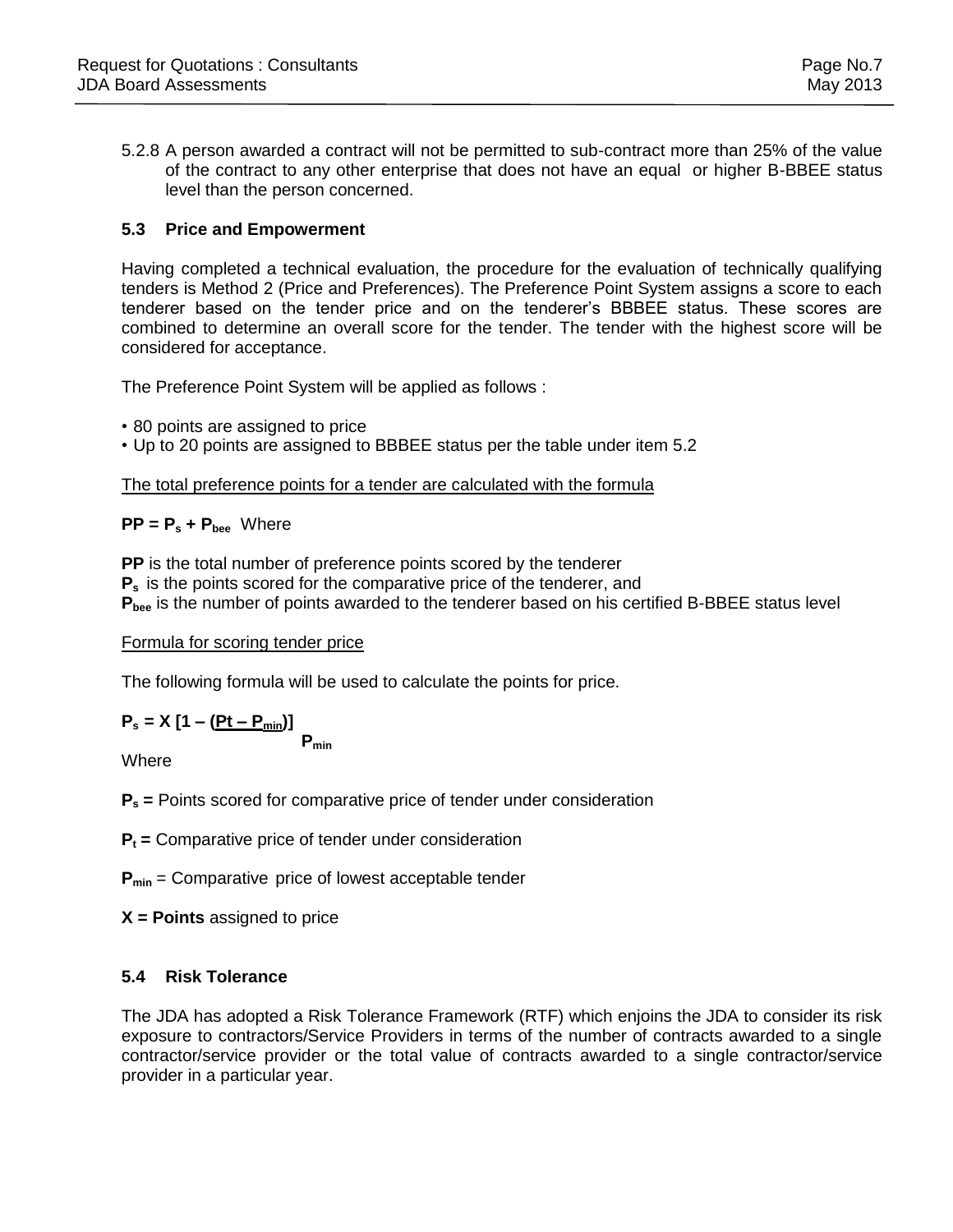5.2.8 A person awarded a contract will not be permitted to sub-contract more than 25% of the value of the contract to any other enterprise that does not have an equal or higher B-BBEE status level than the person concerned.

### 5.3 Price and Empowerment

Having completed a technical evaluation, the procedure for the evaluation of technically qualifying tenders is Method 2 (Price and Preferences). The Preference Point System assigns a score to each tenderer based on the tender price and on the tenderer's BBBEE status. These scores are combined to determine an overall score for the tender. The tender with the highest score will be considered for acceptance.

The Preference Point System will be applied as follows :

- 80 points are assigned to price
- Up to 20 points are assigned to BBBEE status per the table under item 5.2

The total preference points for a tender are calculated with the formula

$PP = P_s + P_{bee}$ Where

**PP** is the total number of preference points scored by the tenderer
$P_s$ is the points scored for the comparative price of the tenderer, and
$P_{bee}$ is the number of points awarded to the tenderer based on his certified B-BBEE status level

Formula for scoring tender price

The following formula will be used to calculate the points for price.

$$P_s = X \left[1 - \frac{(Pt - P_{min})}{P_{min}}\right]$$

Where

$P_s$ = Points scored for comparative price of tender under consideration

$P_t$ = Comparative price of tender under consideration

$P_{min}$ = Comparative price of lowest acceptable tender

**X = Points** assigned to price

### 5.4 Risk Tolerance

The JDA has adopted a Risk Tolerance Framework (RTF) which enjoins the JDA to consider its risk exposure to contractors/Service Providers in terms of the number of contracts awarded to a single contractor/service provider or the total value of contracts awarded to a single contractor/service provider in a particular year.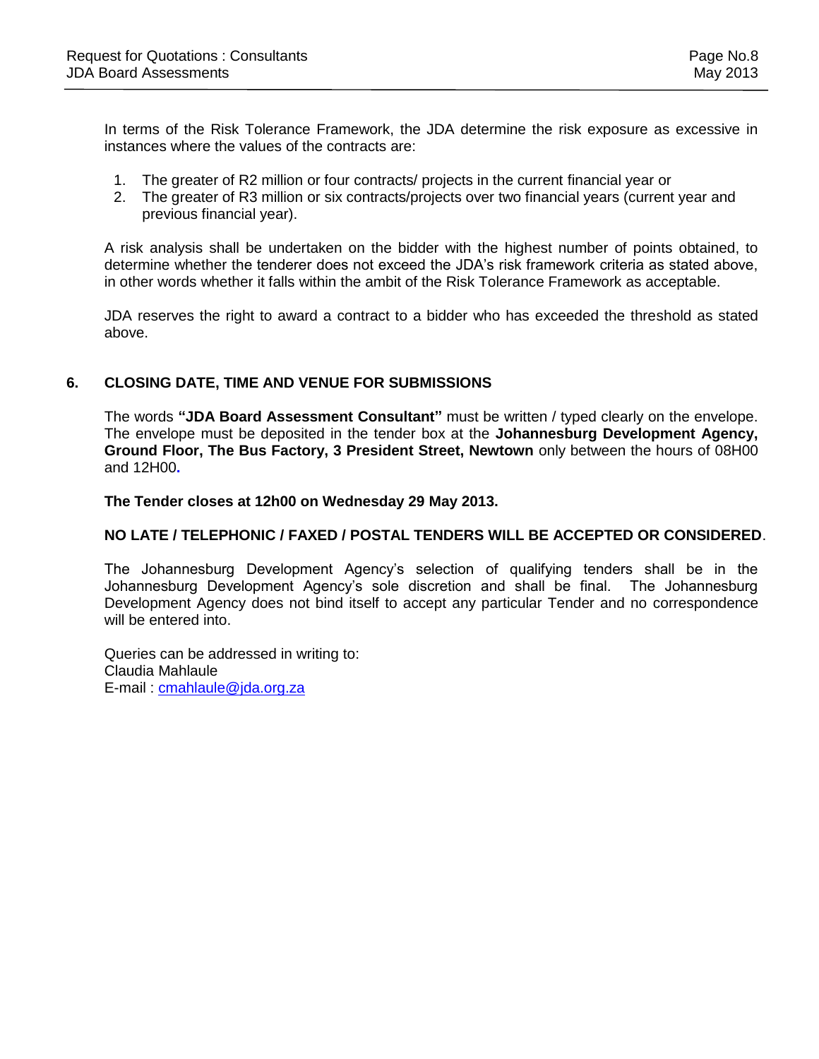In terms of the Risk Tolerance Framework, the JDA determine the risk exposure as excessive in instances where the values of the contracts are:

1. The greater of R2 million or four contracts/ projects in the current financial year or
2. The greater of R3 million or six contracts/projects over two financial years (current year and previous financial year).

A risk analysis shall be undertaken on the bidder with the highest number of points obtained, to determine whether the tenderer does not exceed the JDA's risk framework criteria as stated above, in other words whether it falls within the ambit of the Risk Tolerance Framework as acceptable.

JDA reserves the right to award a contract to a bidder who has exceeded the threshold as stated above.

## 6. CLOSING DATE, TIME AND VENUE FOR SUBMISSIONS

The words **"JDA Board Assessment Consultant"** must be written / typed clearly on the envelope. The envelope must be deposited in the tender box at the **Johannesburg Development Agency, Ground Floor, The Bus Factory, 3 President Street, Newtown** only between the hours of 08H00 and 12H00**.**

**The Tender closes at 12h00 on Wednesday 29 May 2013.**

**NO LATE / TELEPHONIC / FAXED / POSTAL TENDERS WILL BE ACCEPTED OR CONSIDERED**.

The Johannesburg Development Agency's selection of qualifying tenders shall be in the Johannesburg Development Agency's sole discretion and shall be final. The Johannesburg Development Agency does not bind itself to accept any particular Tender and no correspondence will be entered into.

Queries can be addressed in writing to:
Claudia Mahlaule
E-mail : cmahlaule@jda.org.za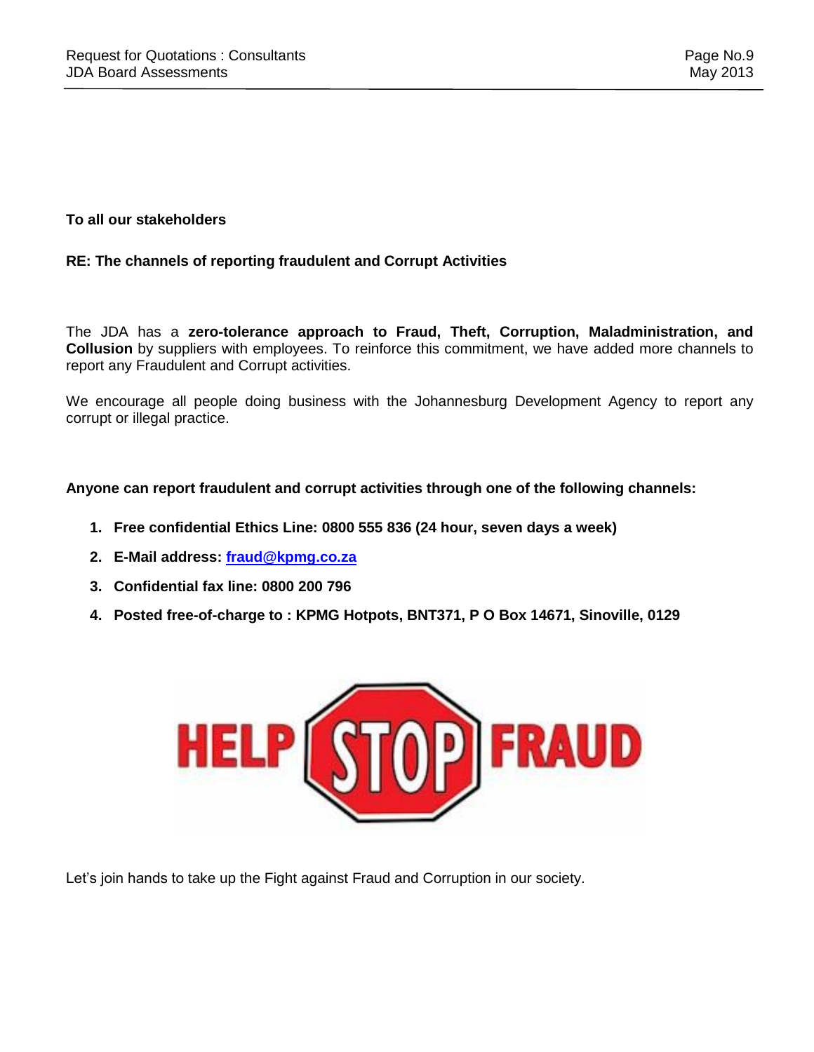**To all our stakeholders**

**RE: The channels of reporting fraudulent and Corrupt Activities**

The JDA has a **zero-tolerance approach to Fraud, Theft, Corruption, Maladministration, and Collusion** by suppliers with employees. To reinforce this commitment, we have added more channels to report any Fraudulent and Corrupt activities.

We encourage all people doing business with the Johannesburg Development Agency to report any corrupt or illegal practice.

**Anyone can report fraudulent and corrupt activities through one of the following channels:**

1. **Free confidential Ethics Line: 0800 555 836 (24 hour, seven days a week)**
2. **E-Mail address: fraud@kpmg.co.za**
3. **Confidential fax line: 0800 200 796**
4. **Posted free-of-charge to : KPMG Hotpots, BNT371, P O Box 14671, Sinoville, 0129**

HELP STOP FRAUD

Let's join hands to take up the Fight against Fraud and Corruption in our society.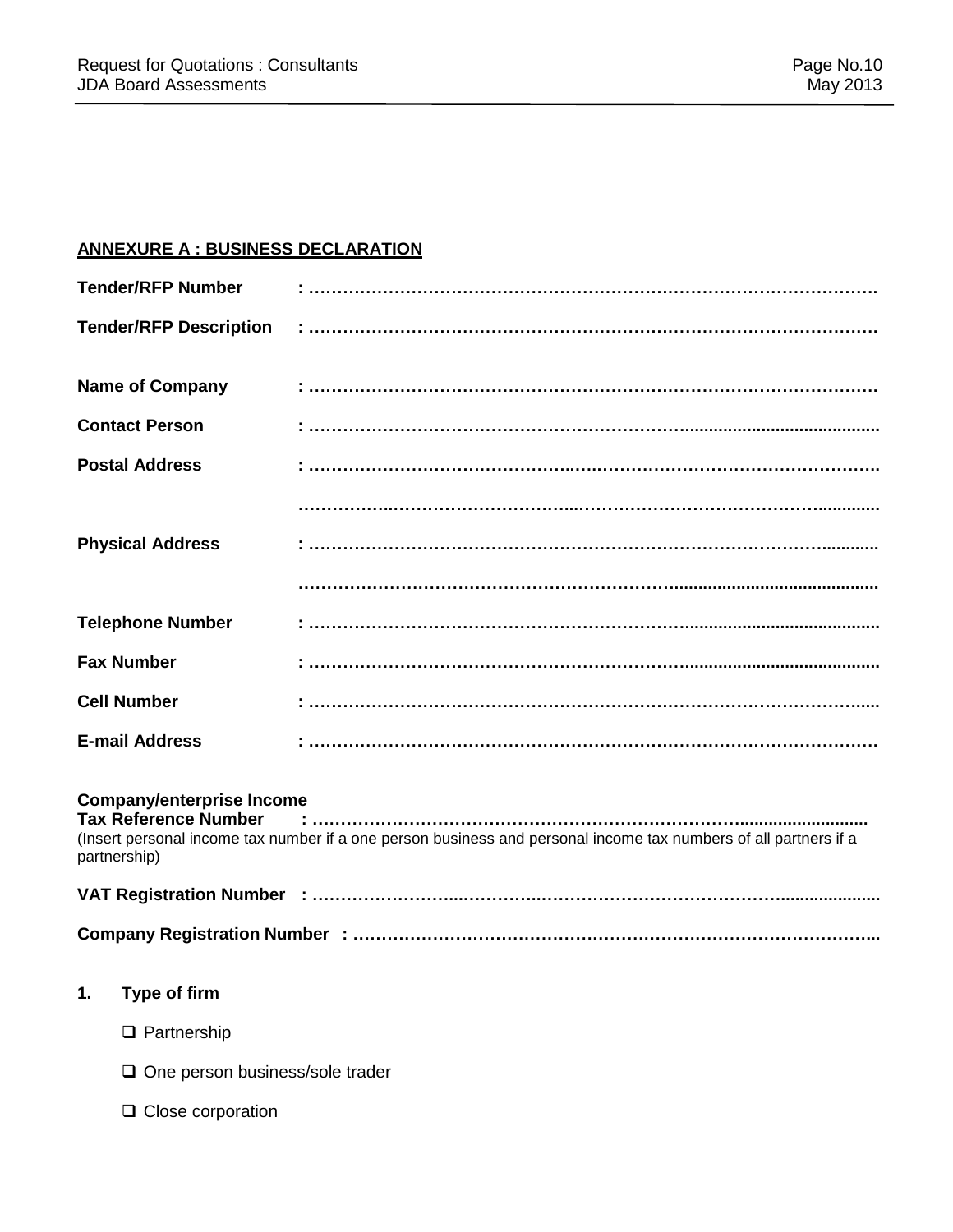## ANNEXURE A : BUSINESS DECLARATION

**Tender/RFP Number** : ……………………………………………………………………………………….

**Tender/RFP Description** : ……………………………………………………………………………………….

**Name of Company** : ……………………………………………………………………………………….

**Contact Person** : ……………………………………………………………………………………….

**Postal Address** : ……………………………………………………………………………………….

……………………………………………………………………………………….

**Physical Address** : ……………………………………………………………………………………….

……………………………………………………………………………………….

**Telephone Number** : ……………………………………………………………………………………….

**Fax Number** : ……………………………………………………………………………………….

**Cell Number** : ……………………………………………………………………………………….

**E-mail Address** : ……………………………………………………………………………………….

**Company/enterprise Income Tax Reference Number** : ……………………………………………………………………………………….

(Insert personal income tax number if a one person business and personal income tax numbers of all partners if a partnership)

**VAT Registration Number** : ……………………………………………………………………………………….

**Company Registration Number** : ……………………………………………………………………………………….

**1. Type of firm**

- ❑ Partnership
- ❑ One person business/sole trader
- ❑ Close corporation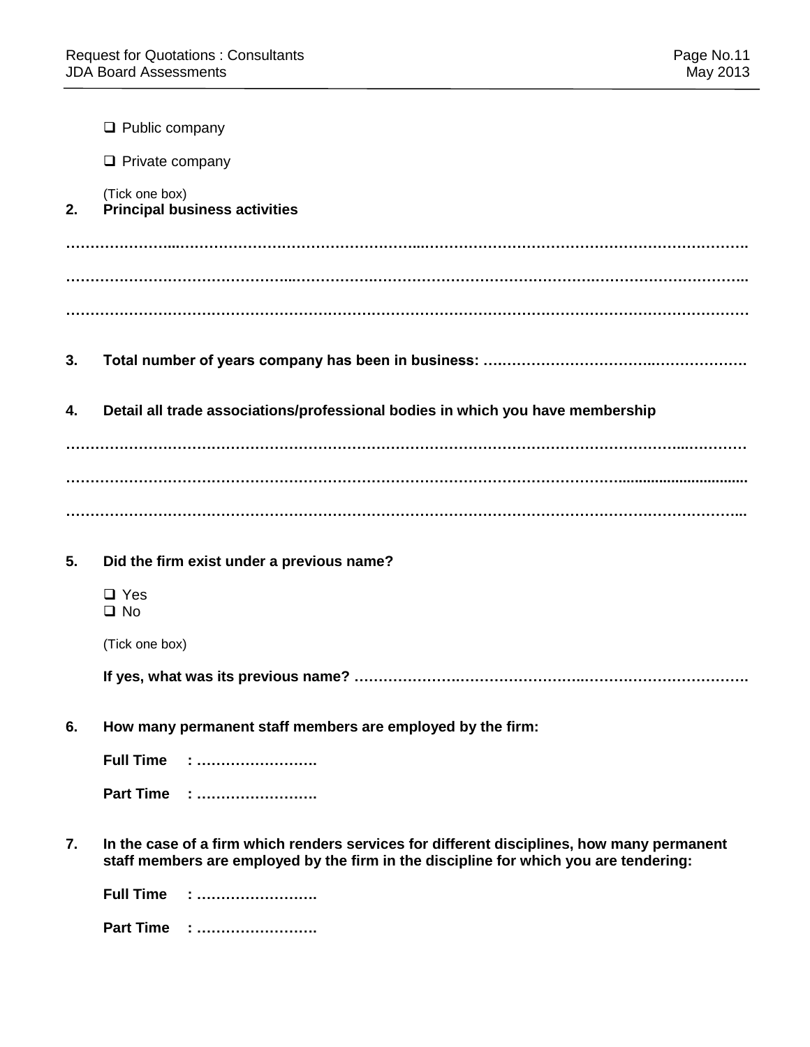- ❑ Public company
- ❑ Private company

(Tick one box)

**2. Principal business activities**

…………………………………………………………………………………………………………………………

…………………………………………………………………………………………………………………………

…………………………………………………………………………………………………………………………

**3. Total number of years company has been in business: ……………………………………………………**

**4. Detail all trade associations/professional bodies in which you have membership**

…………………………………………………………………………………………………………………………

…………………………………………………………………………………………………………………………

…………………………………………………………………………………………………………………………

**5. Did the firm exist under a previous name?**

- ❑ Yes
- ❑ No

(Tick one box)

**If yes, what was its previous name? ……………………………………………………………………………**

**6. How many permanent staff members are employed by the firm:**

**Full Time : …………………….**

**Part Time : …………………….**

**7. In the case of a firm which renders services for different disciplines, how many permanent staff members are employed by the firm in the discipline for which you are tendering:**

**Full Time : …………………….**

**Part Time : …………………….**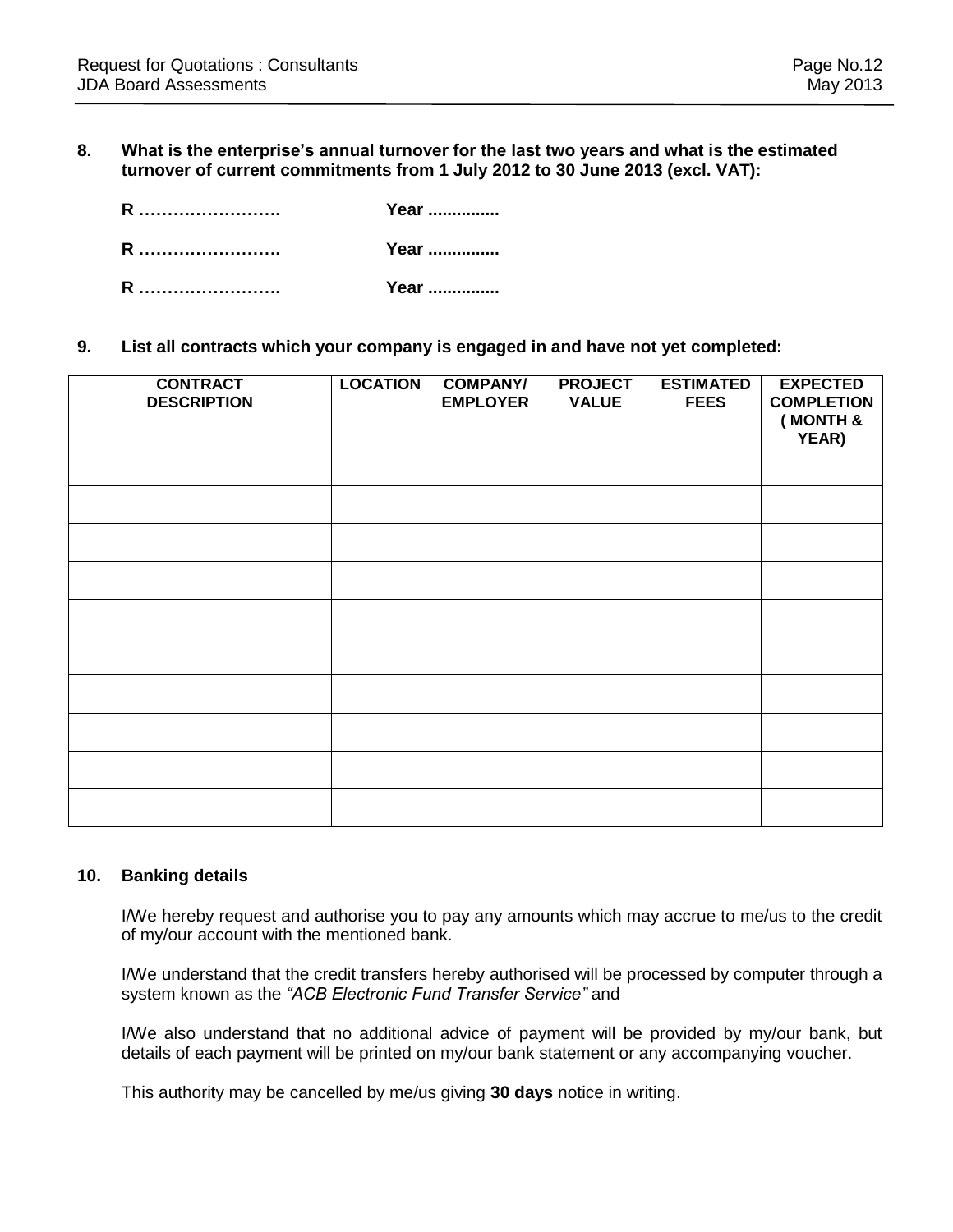**8. What is the enterprise's annual turnover for the last two years and what is the estimated turnover of current commitments from 1 July 2012 to 30 June 2013 (excl. VAT):**

**R ……………………. Year ..............**

**R ……………………. Year ..............**

**R ……………………. Year ..............**

**9. List all contracts which your company is engaged in and have not yet completed:**

| CONTRACT DESCRIPTION | LOCATION | COMPANY/ EMPLOYER | PROJECT VALUE | ESTIMATED FEES | EXPECTED COMPLETION ( MONTH & YEAR) |
|---|---|---|---|---|---|
| | | | | | |
| | | | | | |
| | | | | | |
| | | | | | |
| | | | | | |
| | | | | | |
| | | | | | |
| | | | | | |
| | | | | | |
| | | | | | |

**10. Banking details**

I/We hereby request and authorise you to pay any amounts which may accrue to me/us to the credit of my/our account with the mentioned bank.

I/We understand that the credit transfers hereby authorised will be processed by computer through a system known as the *"ACB Electronic Fund Transfer Service"* and

I/We also understand that no additional advice of payment will be provided by my/our bank, but details of each payment will be printed on my/our bank statement or any accompanying voucher.

This authority may be cancelled by me/us giving **30 days** notice in writing.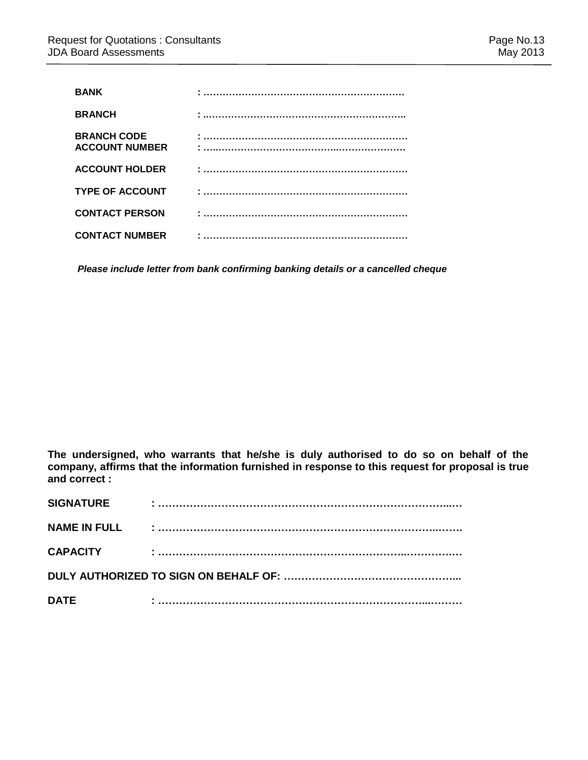**BANK** : ………………………………………………………

**BRANCH** : ..……………………………………………………..

**BRANCH CODE** : ………………………………………………………
**ACCOUNT NUMBER** : …..……………………………..………………

**ACCOUNT HOLDER** : ………………………………………………………

**TYPE OF ACCOUNT** : ………………………………………………………

**CONTACT PERSON** : ………………………………………………………

**CONTACT NUMBER** : ………………………………………………………

***Please include letter from bank confirming banking details or a cancelled cheque***

**The undersigned, who warrants that he/she is duly authorised to do so on behalf of the company, affirms that the information furnished in response to this request for proposal is true and correct :**

**SIGNATURE** : ……………………………………………………………………..…

**NAME IN FULL** : ……………………………………………………………….…….

**CAPACITY** : ……………………………………………………..……………

**DULY AUTHORIZED TO SIGN ON BEHALF OF:** …………………………………………..

**DATE** : ……………………………………………………………..………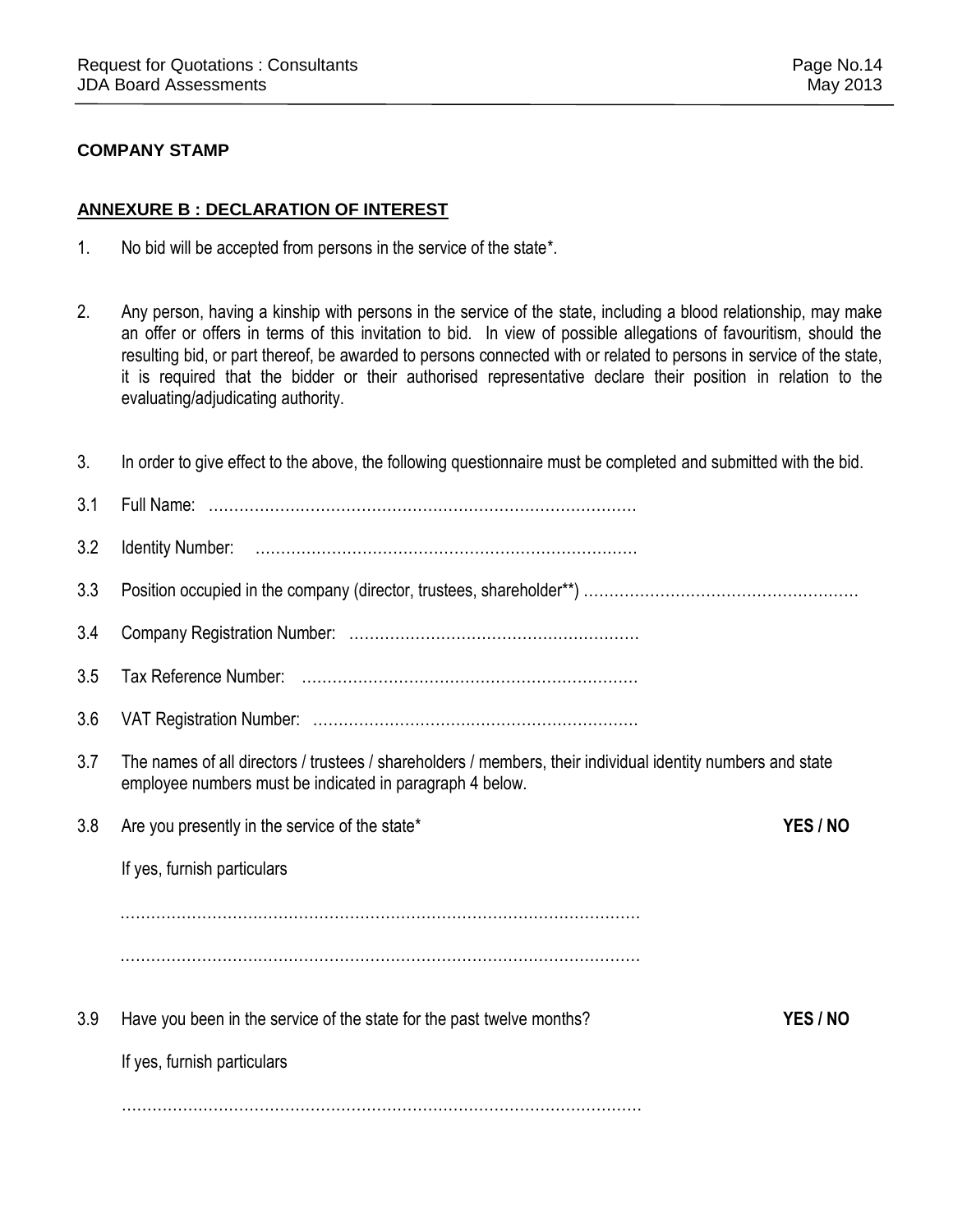**COMPANY STAMP**

## ANNEXURE B : DECLARATION OF INTEREST

1. No bid will be accepted from persons in the service of the state*.

2. Any person, having a kinship with persons in the service of the state, including a blood relationship, may make an offer or offers in terms of this invitation to bid. In view of possible allegations of favouritism, should the resulting bid, or part thereof, be awarded to persons connected with or related to persons in service of the state, it is required that the bidder or their authorised representative declare their position in relation to the evaluating/adjudicating authority.

3. In order to give effect to the above, the following questionnaire must be completed and submitted with the bid.

3.1 Full Name: ………………………………………………………………………

3.2 Identity Number: ………………………………………………………………

3.3 Position occupied in the company (director, trustees, shareholder**) ………………………………………………

3.4 Company Registration Number: …………………………………………………

3.5 Tax Reference Number: …………………………………………………………

3.6 VAT Registration Number: ………………………………………………………

3.7 The names of all directors / trustees / shareholders / members, their individual identity numbers and state employee numbers must be indicated in paragraph 4 below.

3.8 Are you presently in the service of the state* **YES / NO**

If yes, furnish particulars

…………………………………………………………………………………………

…………………………………………………………………………………………

3.9 Have you been in the service of the state for the past twelve months? **YES / NO**

If yes, furnish particulars

…………………………………………………………………………………………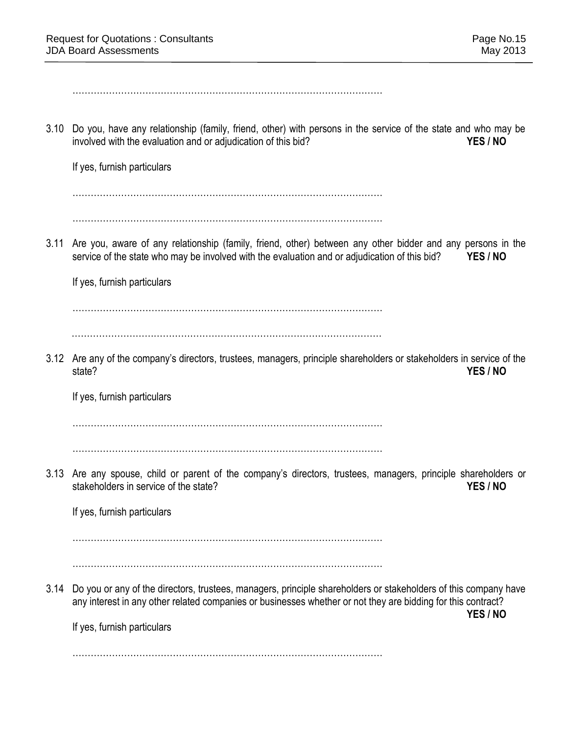…………………………………………………………………………………………

3.10 Do you, have any relationship (family, friend, other) with persons in the service of the state and who may be involved with the evaluation and or adjudication of this bid? **YES / NO**

If yes, furnish particulars

…………………………………………………………………………………………

…………………………………………………………………………………………

3.11 Are you, aware of any relationship (family, friend, other) between any other bidder and any persons in the service of the state who may be involved with the evaluation and or adjudication of this bid? **YES / NO**

If yes, furnish particulars

…………………………………………………………………………………………

…………………………………………………………………………………………

3.12 Are any of the company's directors, trustees, managers, principle shareholders or stakeholders in service of the state? **YES / NO**

If yes, furnish particulars

…………………………………………………………………………………………

…………………………………………………………………………………………

3.13 Are any spouse, child or parent of the company's directors, trustees, managers, principle shareholders or stakeholders in service of the state? **YES / NO**

If yes, furnish particulars

…………………………………………………………………………………………

…………………………………………………………………………………………

3.14 Do you or any of the directors, trustees, managers, principle shareholders or stakeholders of this company have any interest in any other related companies or businesses whether or not they are bidding for this contract? **YES / NO**

If yes, furnish particulars

…………………………………………………………………………………………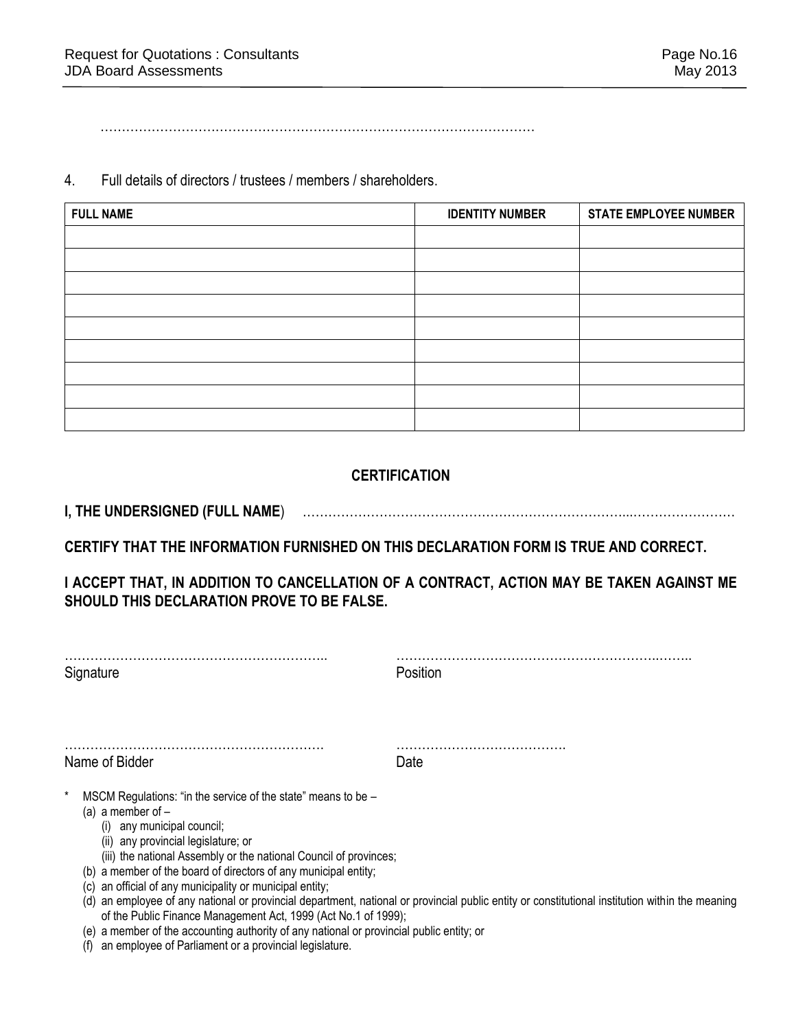……………………………………………………………………………………………

4. Full details of directors / trustees / members / shareholders.

| FULL NAME | IDENTITY NUMBER | STATE EMPLOYEE NUMBER |
|---|---|---|
| | | |
| | | |
| | | |
| | | |
| | | |
| | | |
| | | |
| | | |
| | | |

## CERTIFICATION

**I, THE UNDERSIGNED (FULL NAME**) ……………………………………………………………………...………………………

**CERTIFY THAT THE INFORMATION FURNISHED ON THIS DECLARATION FORM IS TRUE AND CORRECT.**

**I ACCEPT THAT, IN ADDITION TO CANCELLATION OF A CONTRACT, ACTION MAY BE TAKEN AGAINST ME SHOULD THIS DECLARATION PROVE TO BE FALSE.**

………………………………………………….. ……………………………………………………..……..
Signature Position

…………………………………………………. ………………………………….
Name of Bidder Date

\* MSCM Regulations: "in the service of the state" means to be –
- (a) a member of –
  - (i) any municipal council;
  - (ii) any provincial legislature; or
  - (iii) the national Assembly or the national Council of provinces;
- (b) a member of the board of directors of any municipal entity;
- (c) an official of any municipality or municipal entity;
- (d) an employee of any national or provincial department, national or provincial public entity or constitutional institution within the meaning of the Public Finance Management Act, 1999 (Act No.1 of 1999);
- (e) a member of the accounting authority of any national or provincial public entity; or
- (f) an employee of Parliament or a provincial legislature.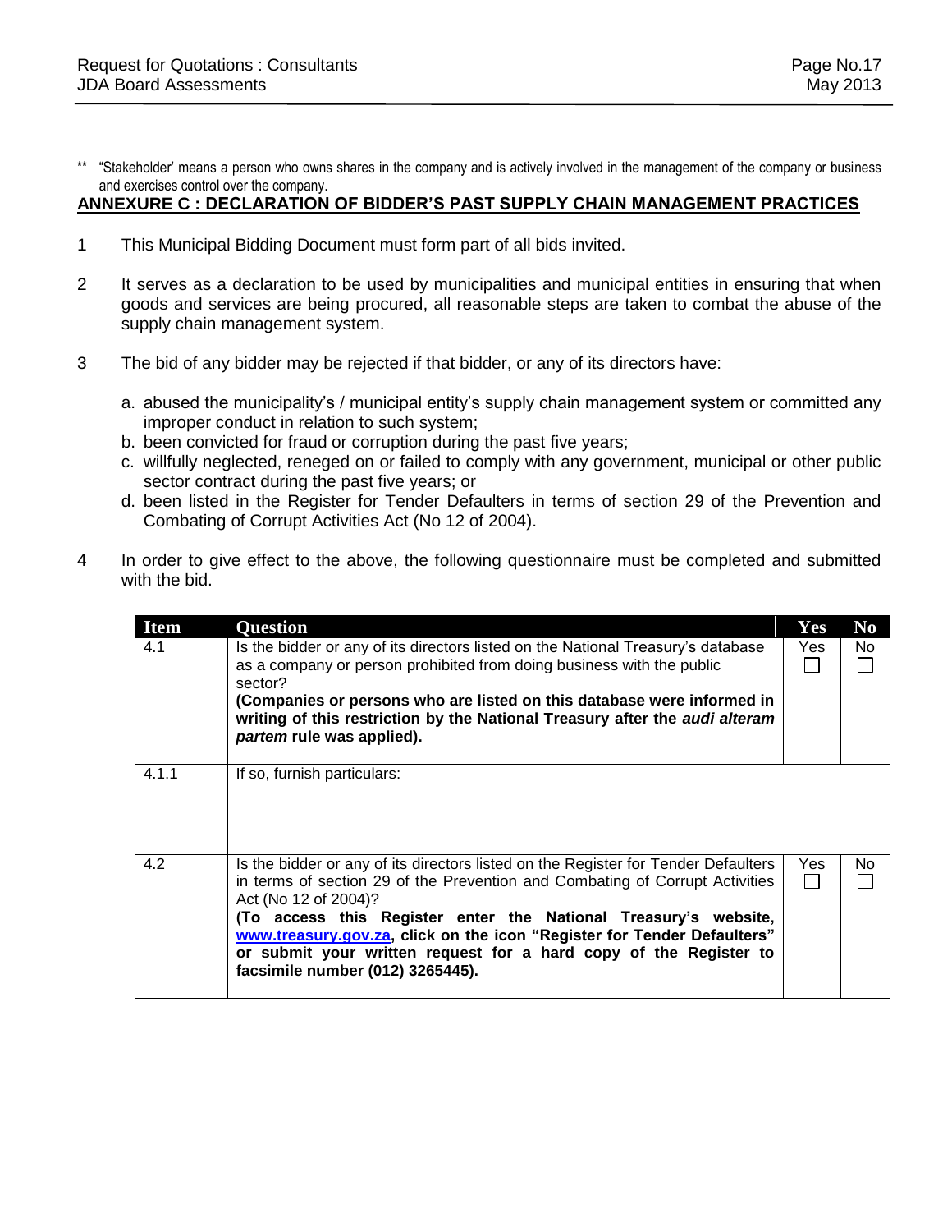** "Stakeholder' means a person who owns shares in the company and is actively involved in the management of the company or business and exercises control over the company.

## ANNEXURE C : DECLARATION OF BIDDER'S PAST SUPPLY CHAIN MANAGEMENT PRACTICES

1 This Municipal Bidding Document must form part of all bids invited.

2 It serves as a declaration to be used by municipalities and municipal entities in ensuring that when goods and services are being procured, all reasonable steps are taken to combat the abuse of the supply chain management system.

3 The bid of any bidder may be rejected if that bidder, or any of its directors have:

a. abused the municipality's / municipal entity's supply chain management system or committed any improper conduct in relation to such system;
b. been convicted for fraud or corruption during the past five years;
c. willfully neglected, reneged on or failed to comply with any government, municipal or other public sector contract during the past five years; or
d. been listed in the Register for Tender Defaulters in terms of section 29 of the Prevention and Combating of Corrupt Activities Act (No 12 of 2004).

4 In order to give effect to the above, the following questionnaire must be completed and submitted with the bid.

| Item | Question | Yes | No |
|---|---|---|---|
| 4.1 | Is the bidder or any of its directors listed on the National Treasury's database as a company or person prohibited from doing business with the public sector? **(Companies or persons who are listed on this database were informed in writing of this restriction by the National Treasury after the *audi alteram partem* rule was applied).** | Yes ☐ | No ☐ |
| 4.1.1 | If so, furnish particulars: | | |
| 4.2 | Is the bidder or any of its directors listed on the Register for Tender Defaulters in terms of section 29 of the Prevention and Combating of Corrupt Activities Act (No 12 of 2004)? **(To access this Register enter the National Treasury's website, www.treasury.gov.za, click on the icon "Register for Tender Defaulters" or submit your written request for a hard copy of the Register to facsimile number (012) 3265445).** | Yes ☐ | No ☐ |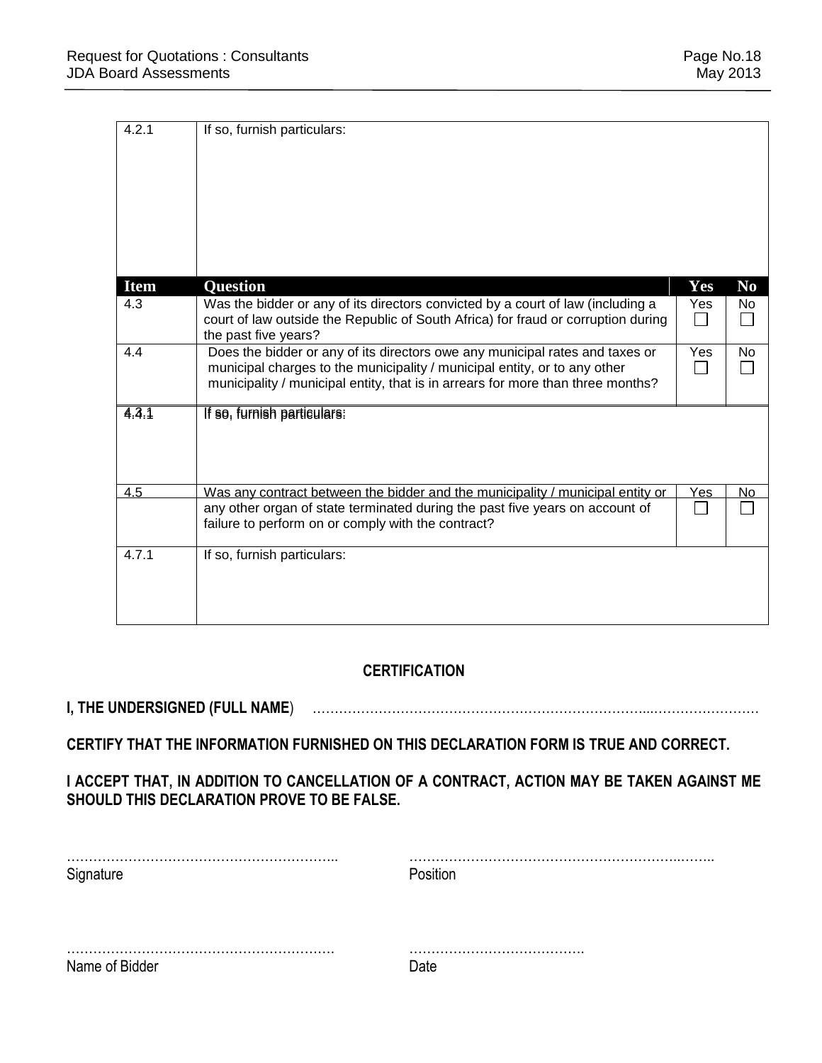| Item | Question | Yes | No |
|---|---|---|---|
| 4.2.1 | If so, furnish particulars: | | |
| 4.3 | Was the bidder or any of its directors convicted by a court of law (including a court of law outside the Republic of South Africa) for fraud or corruption during the past five years? | Yes ☐ | No ☐ |
| 4.4 | Does the bidder or any of its directors owe any municipal rates and taxes or municipal charges to the municipality / municipal entity, or to any other municipality / municipal entity, that is in arrears for more than three months? | Yes ☐ | No ☐ |
| 4.3.1 / 4.4.1 | If so, furnish particulars: | | |
| 4.5 | Was any contract between the bidder and the municipality / municipal entity or any other organ of state terminated during the past five years on account of failure to perform on or comply with the contract? | Yes ☐ | No ☐ |
| 4.7.1 | If so, furnish particulars: | | |

**CERTIFICATION**

**I, THE UNDERSIGNED (FULL NAME)** …………………………………………………………………...……………………

**CERTIFY THAT THE INFORMATION FURNISHED ON THIS DECLARATION FORM IS TRUE AND CORRECT.**

**I ACCEPT THAT, IN ADDITION TO CANCELLATION OF A CONTRACT, ACTION MAY BE TAKEN AGAINST ME SHOULD THIS DECLARATION PROVE TO BE FALSE.**

……………………………………………………..
Signature

……………………………………………………..……..
Position

…………………………………………………….
Name of Bidder

………………………………….
Date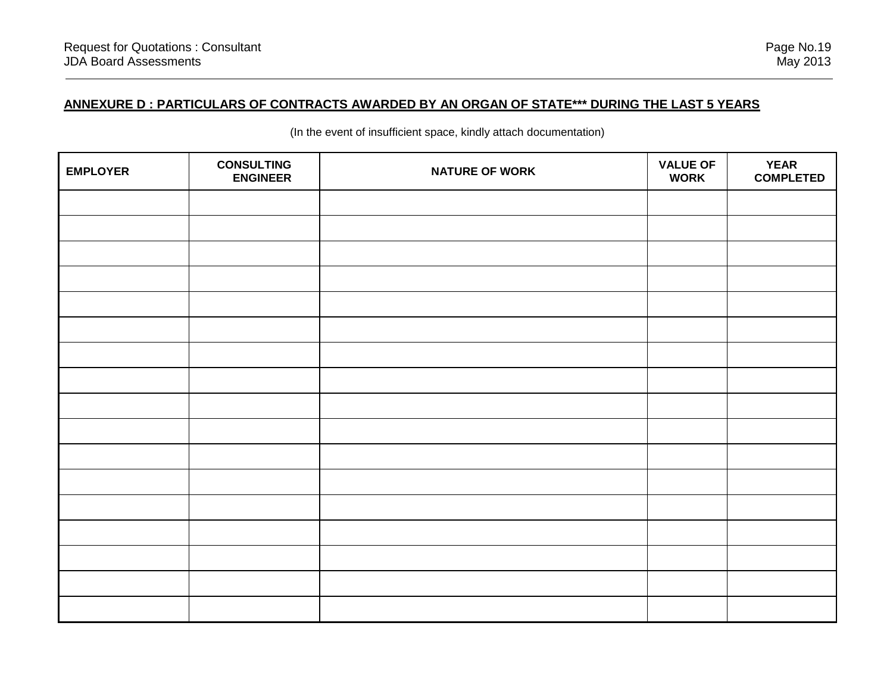**ANNEXURE D : PARTICULARS OF CONTRACTS AWARDED BY AN ORGAN OF STATE*** DURING THE LAST 5 YEARS**

(In the event of insufficient space, kindly attach documentation)

| EMPLOYER | CONSULTING ENGINEER | NATURE OF WORK | VALUE OF WORK | YEAR COMPLETED |
|---|---|---|---|---|
| | | | | |
| | | | | |
| | | | | |
| | | | | |
| | | | | |
| | | | | |
| | | | | |
| | | | | |
| | | | | |
| | | | | |
| | | | | |
| | | | | |
| | | | | |
| | | | | |
| | | | | |
| | | | | |
| | | | | |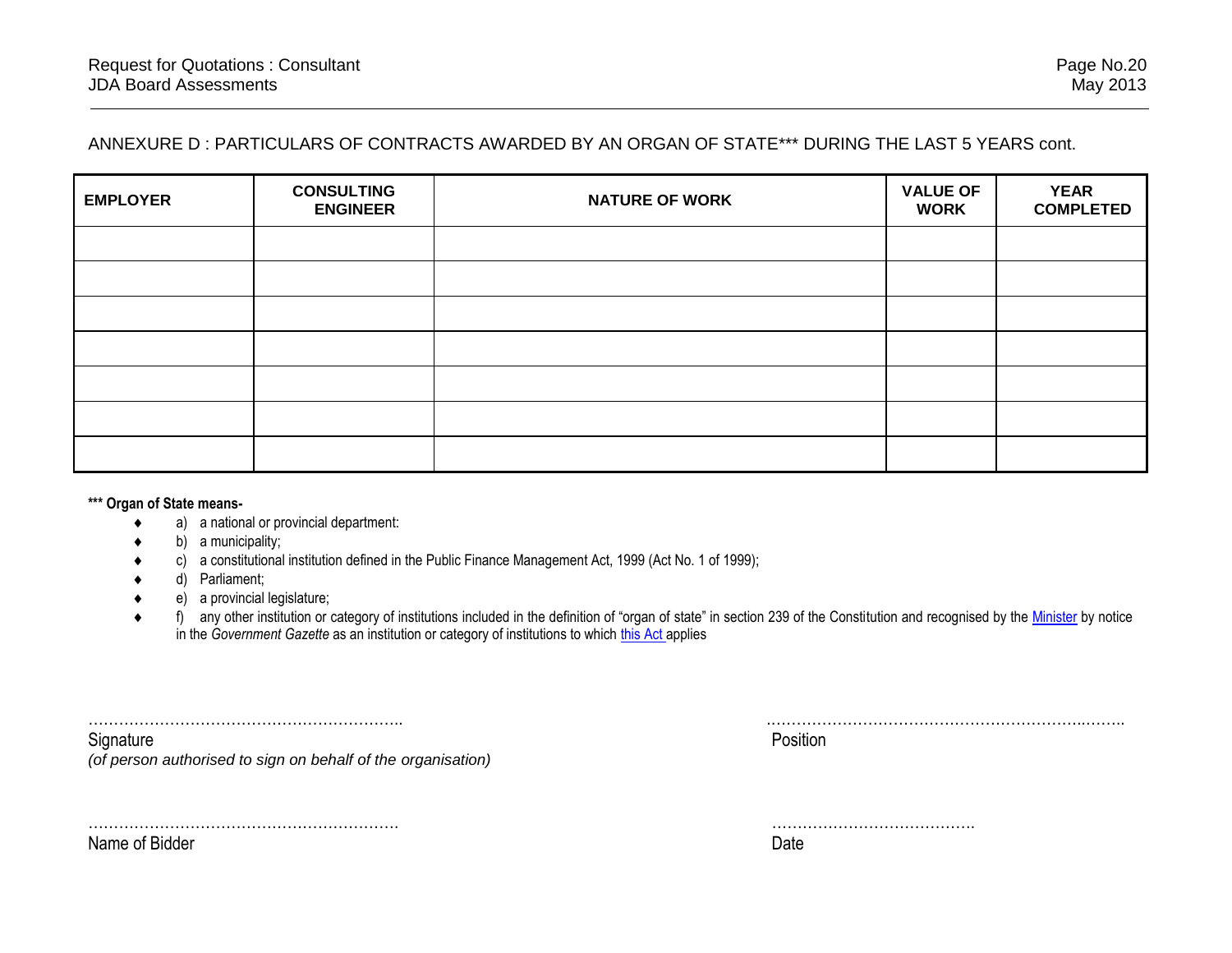ANNEXURE D : PARTICULARS OF CONTRACTS AWARDED BY AN ORGAN OF STATE*** DURING THE LAST 5 YEARS cont.

| EMPLOYER | CONSULTING ENGINEER | NATURE OF WORK | VALUE OF WORK | YEAR COMPLETED |
|---|---|---|---|---|
| | | | | |
| | | | | |
| | | | | |
| | | | | |
| | | | | |
| | | | | |
| | | | | |

**\*\*\* Organ of State means-**

- a) a national or provincial department:
- b) a municipality;
- c) a constitutional institution defined in the Public Finance Management Act, 1999 (Act No. 1 of 1999);
- d) Parliament;
- e) a provincial legislature;
- f) any other institution or category of institutions included in the definition of "organ of state" in section 239 of the Constitution and recognised by the Minister by notice in the *Government Gazette* as an institution or category of institutions to which this Act applies

…………………………………………………….. ……………………………………………………..……..
Signature Position
*(of person authorised to sign on behalf of the organisation)*

……………………………………………………. ………………………………….
Name of Bidder Date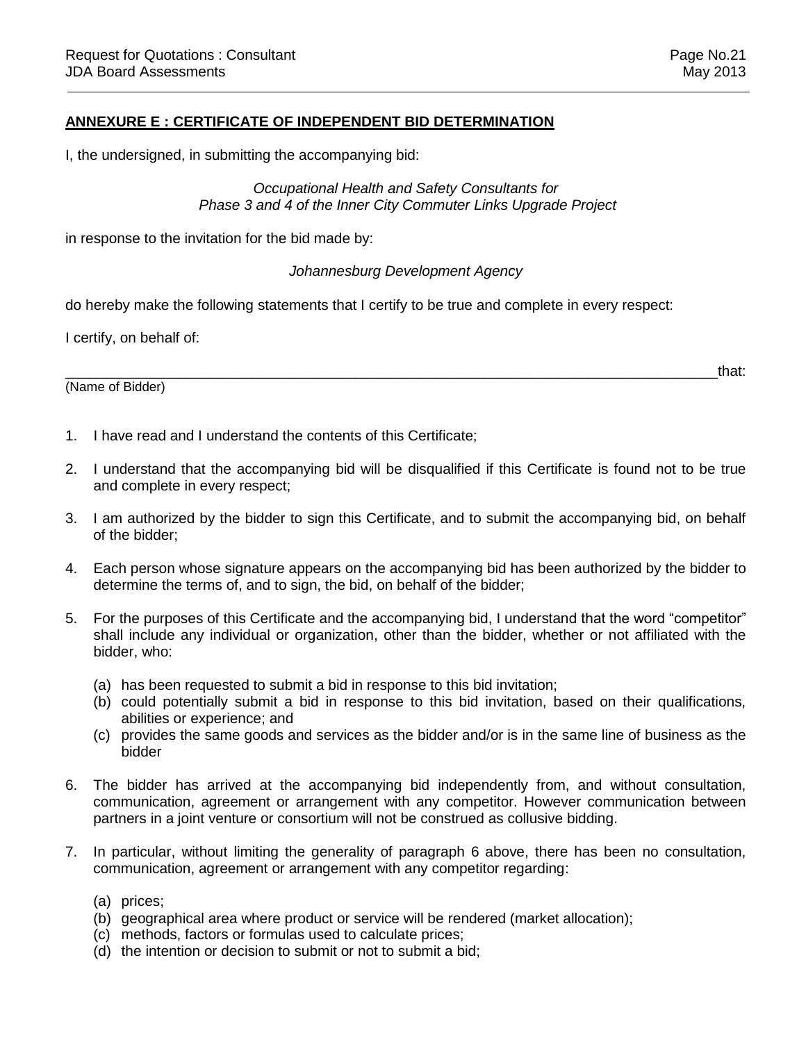## ANNEXURE E : CERTIFICATE OF INDEPENDENT BID DETERMINATION

I, the undersigned, in submitting the accompanying bid:

*Occupational Health and Safety Consultants for*
*Phase 3 and 4 of the Inner City Commuter Links Upgrade Project*

in response to the invitation for the bid made by:

*Johannesburg Development Agency*

do hereby make the following statements that I certify to be true and complete in every respect:

I certify, on behalf of:

_______________________________________________________________________________that:
(Name of Bidder)

1. I have read and I understand the contents of this Certificate;
2. I understand that the accompanying bid will be disqualified if this Certificate is found not to be true and complete in every respect;
3. I am authorized by the bidder to sign this Certificate, and to submit the accompanying bid, on behalf of the bidder;
4. Each person whose signature appears on the accompanying bid has been authorized by the bidder to determine the terms of, and to sign, the bid, on behalf of the bidder;
5. For the purposes of this Certificate and the accompanying bid, I understand that the word “competitor” shall include any individual or organization, other than the bidder, whether or not affiliated with the bidder, who:
   (a) has been requested to submit a bid in response to this bid invitation;
   (b) could potentially submit a bid in response to this bid invitation, based on their qualifications, abilities or experience; and
   (c) provides the same goods and services as the bidder and/or is in the same line of business as the bidder
6. The bidder has arrived at the accompanying bid independently from, and without consultation, communication, agreement or arrangement with any competitor. However communication between partners in a joint venture or consortium will not be construed as collusive bidding.
7. In particular, without limiting the generality of paragraph 6 above, there has been no consultation, communication, agreement or arrangement with any competitor regarding:
   (a) prices;
   (b) geographical area where product or service will be rendered (market allocation);
   (c) methods, factors or formulas used to calculate prices;
   (d) the intention or decision to submit or not to submit a bid;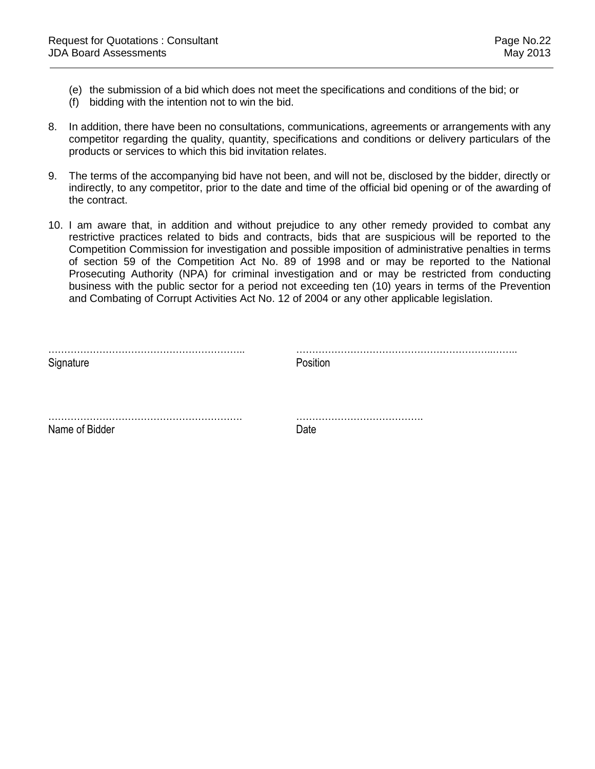(e) the submission of a bid which does not meet the specifications and conditions of the bid; or
(f) bidding with the intention not to win the bid.

8. In addition, there have been no consultations, communications, agreements or arrangements with any competitor regarding the quality, quantity, specifications and conditions or delivery particulars of the products or services to which this bid invitation relates.

9. The terms of the accompanying bid have not been, and will not be, disclosed by the bidder, directly or indirectly, to any competitor, prior to the date and time of the official bid opening or of the awarding of the contract.

10. I am aware that, in addition and without prejudice to any other remedy provided to combat any restrictive practices related to bids and contracts, bids that are suspicious will be reported to the Competition Commission for investigation and possible imposition of administrative penalties in terms of section 59 of the Competition Act No. 89 of 1998 and or may be reported to the National Prosecuting Authority (NPA) for criminal investigation and or may be restricted from conducting business with the public sector for a period not exceeding ten (10) years in terms of the Prevention and Combating of Corrupt Activities Act No. 12 of 2004 or any other applicable legislation.

………………………………………………….. ………………………………………………………..……..
Signature Position

…………………………………………………. ………………………………….
Name of Bidder Date